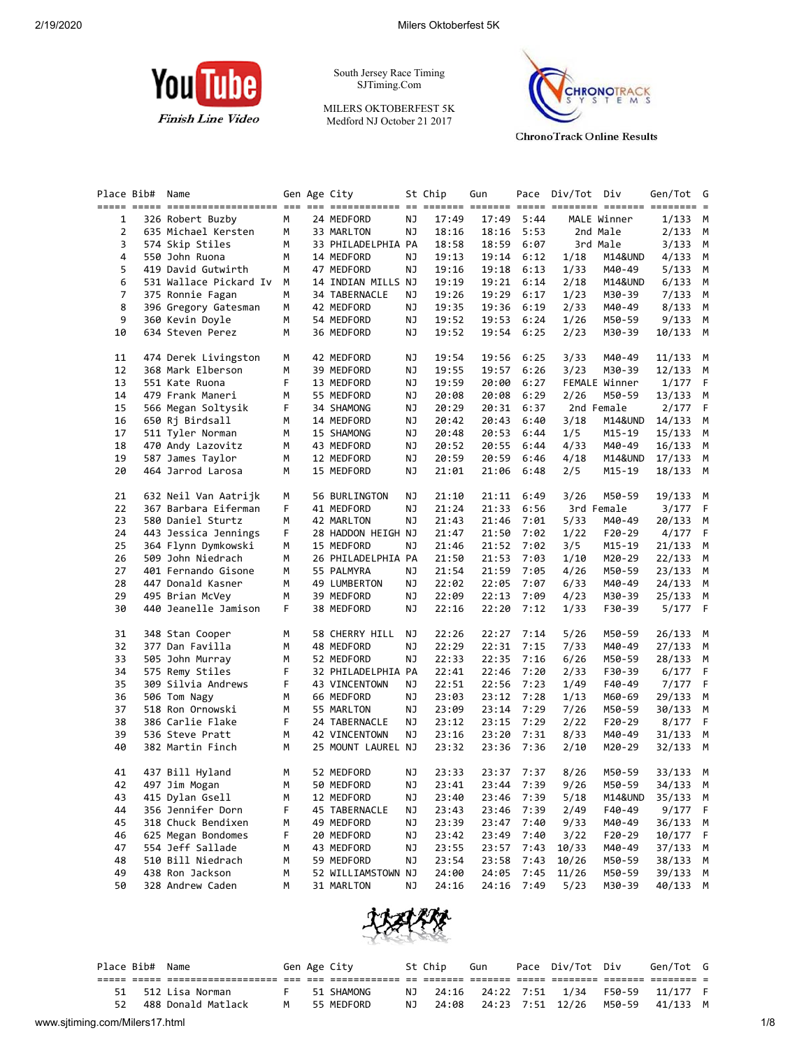South Jersey Race Timing
SJTiming.Com

MILERS OKTOBERFEST 5K
Medford NJ October 21 2017

ChronoTrack Online Results

| Place | Bib# | Name | Gen | Age | City | St | Chip | Gun | Pace | Div/Tot | Div | Gen/Tot | G |
|---|---|---|---|---|---|---|---|---|---|---|---|---|---|
| 1 | 326 | Robert Buzby | M | 24 | MEDFORD | NJ | 17:49 | 17:49 | 5:44 | MALE | Winner | 1/133 | M |
| 2 | 635 | Michael Kersten | M | 33 | MARLTON | NJ | 18:16 | 18:16 | 5:53 | 2nd | Male | 2/133 | M |
| 3 | 574 | Skip Stiles | M | 33 | PHILADELPHIA | PA | 18:58 | 18:59 | 6:07 | 3rd | Male | 3/133 | M |
| 4 | 550 | John Ruona | M | 14 | MEDFORD | NJ | 19:13 | 19:14 | 6:12 | 1/18 | M14&UND | 4/133 | M |
| 5 | 419 | David Gutwirth | M | 47 | MEDFORD | NJ | 19:16 | 19:18 | 6:13 | 1/33 | M40-49 | 5/133 | M |
| 6 | 531 | Wallace Pickard Iv | M | 14 | INDIAN MILLS | NJ | 19:19 | 19:21 | 6:14 | 2/18 | M14&UND | 6/133 | M |
| 7 | 375 | Ronnie Fagan | M | 34 | TABERNACLE | NJ | 19:26 | 19:29 | 6:17 | 1/23 | M30-39 | 7/133 | M |
| 8 | 396 | Gregory Gatesman | M | 42 | MEDFORD | NJ | 19:35 | 19:36 | 6:19 | 2/33 | M40-49 | 8/133 | M |
| 9 | 360 | Kevin Doyle | M | 54 | MEDFORD | NJ | 19:52 | 19:53 | 6:24 | 1/26 | M50-59 | 9/133 | M |
| 10 | 634 | Steven Perez | M | 36 | MEDFORD | NJ | 19:52 | 19:54 | 6:25 | 2/23 | M30-39 | 10/133 | M |
| 11 | 474 | Derek Livingston | M | 42 | MEDFORD | NJ | 19:54 | 19:56 | 6:25 | 3/33 | M40-49 | 11/133 | M |
| 12 | 368 | Mark Elberson | M | 39 | MEDFORD | NJ | 19:55 | 19:57 | 6:26 | 3/23 | M30-39 | 12/133 | M |
| 13 | 551 | Kate Ruona | F | 13 | MEDFORD | NJ | 19:59 | 20:00 | 6:27 | FEMALE | Winner | 1/177 | F |
| 14 | 479 | Frank Maneri | M | 55 | MEDFORD | NJ | 20:08 | 20:08 | 6:29 | 2/26 | M50-59 | 13/133 | M |
| 15 | 566 | Megan Soltysik | F | 34 | SHAMONG | NJ | 20:29 | 20:31 | 6:37 | 2nd | Female | 2/177 | F |
| 16 | 650 | Rj Birdsall | M | 14 | MEDFORD | NJ | 20:42 | 20:43 | 6:40 | 3/18 | M14&UND | 14/133 | M |
| 17 | 511 | Tyler Norman | M | 15 | SHAMONG | NJ | 20:48 | 20:53 | 6:44 | 1/5 | M15-19 | 15/133 | M |
| 18 | 470 | Andy Lazovitz | M | 43 | MEDFORD | NJ | 20:52 | 20:55 | 6:44 | 4/33 | M40-49 | 16/133 | M |
| 19 | 587 | James Taylor | M | 12 | MEDFORD | NJ | 20:59 | 20:59 | 6:46 | 4/18 | M14&UND | 17/133 | M |
| 20 | 464 | Jarrod Larosa | M | 15 | MEDFORD | NJ | 21:01 | 21:06 | 6:48 | 2/5 | M15-19 | 18/133 | M |
| 21 | 632 | Neil Van Aatrijk | M | 56 | BURLINGTON | NJ | 21:10 | 21:11 | 6:49 | 3/26 | M50-59 | 19/133 | M |
| 22 | 367 | Barbara Eiferman | F | 41 | MEDFORD | NJ | 21:24 | 21:33 | 6:56 | 3rd | Female | 3/177 | F |
| 23 | 580 | Daniel Sturtz | M | 42 | MARLTON | NJ | 21:43 | 21:46 | 7:01 | 5/33 | M40-49 | 20/133 | M |
| 24 | 443 | Jessica Jennings | F | 28 | HADDON HEIGH | NJ | 21:47 | 21:50 | 7:02 | 1/22 | F20-29 | 4/177 | F |
| 25 | 364 | Flynn Dymkowski | M | 15 | MEDFORD | NJ | 21:46 | 21:52 | 7:02 | 3/5 | M15-19 | 21/133 | M |
| 26 | 509 | John Niedrach | M | 26 | PHILADELPHIA | PA | 21:50 | 21:53 | 7:03 | 1/10 | M20-29 | 22/133 | M |
| 27 | 401 | Fernando Gisone | M | 55 | PALMYRA | NJ | 21:54 | 21:59 | 7:05 | 4/26 | M50-59 | 23/133 | M |
| 28 | 447 | Donald Kasner | M | 49 | LUMBERTON | NJ | 22:02 | 22:05 | 7:07 | 6/33 | M40-49 | 24/133 | M |
| 29 | 495 | Brian McVey | M | 39 | MEDFORD | NJ | 22:09 | 22:13 | 7:09 | 4/23 | M30-39 | 25/133 | M |
| 30 | 440 | Jeanelle Jamison | F | 38 | MEDFORD | NJ | 22:16 | 22:20 | 7:12 | 1/33 | F30-39 | 5/177 | F |
| 31 | 348 | Stan Cooper | M | 58 | CHERRY HILL | NJ | 22:26 | 22:27 | 7:14 | 5/26 | M50-59 | 26/133 | M |
| 32 | 377 | Dan Favilla | M | 48 | MEDFORD | NJ | 22:29 | 22:31 | 7:15 | 7/33 | M40-49 | 27/133 | M |
| 33 | 505 | John Murray | M | 52 | MEDFORD | NJ | 22:33 | 22:35 | 7:16 | 6/26 | M50-59 | 28/133 | M |
| 34 | 575 | Remy Stiles | F | 32 | PHILADELPHIA | PA | 22:41 | 22:46 | 7:20 | 2/33 | F30-39 | 6/177 | F |
| 35 | 309 | Silvia Andrews | F | 43 | VINCENTOWN | NJ | 22:51 | 22:56 | 7:23 | 1/49 | F40-49 | 7/177 | F |
| 36 | 506 | Tom Nagy | M | 66 | MEDFORD | NJ | 23:03 | 23:12 | 7:28 | 1/13 | M60-69 | 29/133 | M |
| 37 | 518 | Ron Ornowski | M | 55 | MARLTON | NJ | 23:09 | 23:14 | 7:29 | 7/26 | M50-59 | 30/133 | M |
| 38 | 386 | Carlie Flake | F | 24 | TABERNACLE | NJ | 23:12 | 23:15 | 7:29 | 2/22 | F20-29 | 8/177 | F |
| 39 | 536 | Steve Pratt | M | 42 | VINCENTOWN | NJ | 23:16 | 23:20 | 7:31 | 8/33 | M40-49 | 31/133 | M |
| 40 | 382 | Martin Finch | M | 25 | MOUNT LAUREL | NJ | 23:32 | 23:36 | 7:36 | 2/10 | M20-29 | 32/133 | M |
| 41 | 437 | Bill Hyland | M | 52 | MEDFORD | NJ | 23:33 | 23:37 | 7:37 | 8/26 | M50-59 | 33/133 | M |
| 42 | 497 | Jim Mogan | M | 50 | MEDFORD | NJ | 23:41 | 23:44 | 7:39 | 9/26 | M50-59 | 34/133 | M |
| 43 | 415 | Dylan Gsell | M | 12 | MEDFORD | NJ | 23:40 | 23:46 | 7:39 | 5/18 | M14&UND | 35/133 | M |
| 44 | 356 | Jennifer Dorn | F | 45 | TABERNACLE | NJ | 23:43 | 23:46 | 7:39 | 2/49 | F40-49 | 9/177 | F |
| 45 | 318 | Chuck Bendixen | M | 49 | MEDFORD | NJ | 23:39 | 23:47 | 7:40 | 9/33 | M40-49 | 36/133 | M |
| 46 | 625 | Megan Bondomes | F | 20 | MEDFORD | NJ | 23:42 | 23:49 | 7:40 | 3/22 | F20-29 | 10/177 | F |
| 47 | 554 | Jeff Sallade | M | 43 | MEDFORD | NJ | 23:55 | 23:57 | 7:43 | 10/33 | M40-49 | 37/133 | M |
| 48 | 510 | Bill Niedrach | M | 59 | MEDFORD | NJ | 23:54 | 23:58 | 7:43 | 10/26 | M50-59 | 38/133 | M |
| 49 | 438 | Ron Jackson | M | 52 | WILLIAMSTOWN | NJ | 24:00 | 24:05 | 7:45 | 11/26 | M50-59 | 39/133 | M |
| 50 | 328 | Andrew Caden | M | 31 | MARLTON | NJ | 24:16 | 24:16 | 7:49 | 5/23 | M30-39 | 40/133 | M |
| 51 | 512 | Lisa Norman | F | 51 | SHAMONG | NJ | 24:16 | 24:22 | 7:51 | 1/34 | F50-59 | 11/177 | F |
| 52 | 488 | Donald Matlack | M | 55 | MEDFORD | NJ | 24:08 | 24:23 | 7:51 | 12/26 | M50-59 | 41/133 | M |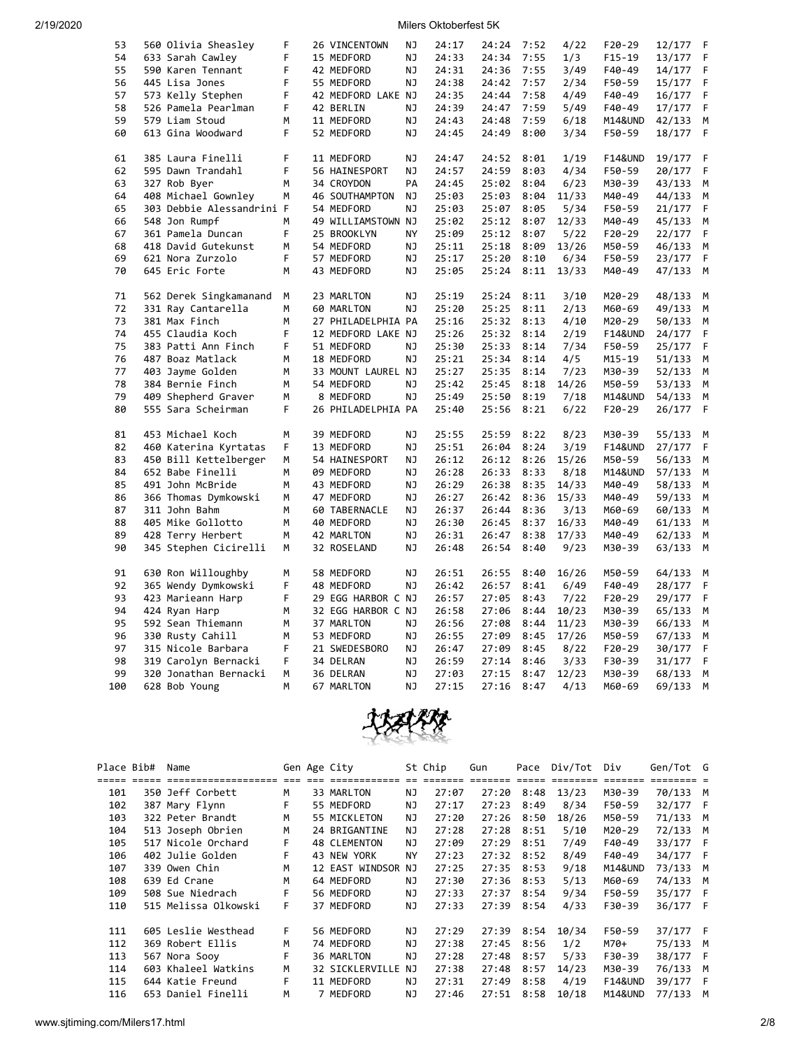| Place | Bib# | Name | Gen | Age | City | St | Chip | Gun | Pace | Div/Tot | Div | Gen/Tot | G |
|---|---|---|---|---|---|---|---|---|---|---|---|---|---|
| 53 | 560 | Olivia Sheasley | F | 26 | VINCENTOWN | NJ | 24:17 | 24:24 | 7:52 | 4/22 | F20-29 | 12/177 | F |
| 54 | 633 | Sarah Cawley | F | 15 | MEDFORD | NJ | 24:33 | 24:34 | 7:55 | 1/3 | F15-19 | 13/177 | F |
| 55 | 590 | Karen Tennant | F | 42 | MEDFORD | NJ | 24:31 | 24:36 | 7:55 | 3/49 | F40-49 | 14/177 | F |
| 56 | 445 | Lisa Jones | F | 55 | MEDFORD | NJ | 24:38 | 24:42 | 7:57 | 2/34 | F50-59 | 15/177 | F |
| 57 | 573 | Kelly Stephen | F | 42 | MEDFORD LAKE | NJ | 24:35 | 24:44 | 7:58 | 4/49 | F40-49 | 16/177 | F |
| 58 | 526 | Pamela Pearlman | F | 42 | BERLIN | NJ | 24:39 | 24:47 | 7:59 | 5/49 | F40-49 | 17/177 | F |
| 59 | 579 | Liam Stoud | M | 11 | MEDFORD | NJ | 24:43 | 24:48 | 7:59 | 6/18 | M14&UND | 42/133 | M |
| 60 | 613 | Gina Woodward | F | 52 | MEDFORD | NJ | 24:45 | 24:49 | 8:00 | 3/34 | F50-59 | 18/177 | F |
| 61 | 385 | Laura Finelli | F | 11 | MEDFORD | NJ | 24:47 | 24:52 | 8:01 | 1/19 | F14&UND | 19/177 | F |
| 62 | 595 | Dawn Trandahl | F | 56 | HAINESPORT | NJ | 24:57 | 24:59 | 8:03 | 4/34 | F50-59 | 20/177 | F |
| 63 | 327 | Rob Byer | M | 34 | CROYDON | PA | 24:45 | 25:02 | 8:04 | 6/23 | M30-39 | 43/133 | M |
| 64 | 408 | Michael Gownley | M | 46 | SOUTHAMPTON | NJ | 25:03 | 25:03 | 8:04 | 11/33 | M40-49 | 44/133 | M |
| 65 | 303 | Debbie Alessandrini | F | 54 | MEDFORD | NJ | 25:03 | 25:07 | 8:05 | 5/34 | F50-59 | 21/177 | F |
| 66 | 548 | Jon Rumpf | M | 49 | WILLIAMSTOWN | NJ | 25:02 | 25:12 | 8:07 | 12/33 | M40-49 | 45/133 | M |
| 67 | 361 | Pamela Duncan | F | 25 | BROOKLYN | NY | 25:09 | 25:12 | 8:07 | 5/22 | F20-29 | 22/177 | F |
| 68 | 418 | David Gutekunst | M | 54 | MEDFORD | NJ | 25:11 | 25:18 | 8:09 | 13/26 | M50-59 | 46/133 | M |
| 69 | 621 | Nora Zurzolo | F | 57 | MEDFORD | NJ | 25:17 | 25:20 | 8:10 | 6/34 | F50-59 | 23/177 | F |
| 70 | 645 | Eric Forte | M | 43 | MEDFORD | NJ | 25:05 | 25:24 | 8:11 | 13/33 | M40-49 | 47/133 | M |
| 71 | 562 | Derek Singkamanand | M | 23 | MARLTON | NJ | 25:19 | 25:24 | 8:11 | 3/10 | M20-29 | 48/133 | M |
| 72 | 331 | Ray Cantarella | M | 60 | MARLTON | NJ | 25:20 | 25:25 | 8:11 | 2/13 | M60-69 | 49/133 | M |
| 73 | 381 | Max Finch | M | 27 | PHILADELPHIA | PA | 25:16 | 25:32 | 8:13 | 4/10 | M20-29 | 50/133 | M |
| 74 | 455 | Claudia Koch | F | 12 | MEDFORD LAKE | NJ | 25:26 | 25:32 | 8:14 | 2/19 | F14&UND | 24/177 | F |
| 75 | 383 | Patti Ann Finch | F | 51 | MEDFORD | NJ | 25:30 | 25:33 | 8:14 | 7/34 | F50-59 | 25/177 | F |
| 76 | 487 | Boaz Matlack | M | 18 | MEDFORD | NJ | 25:21 | 25:34 | 8:14 | 4/5 | M15-19 | 51/133 | M |
| 77 | 403 | Jayme Golden | M | 33 | MOUNT LAUREL | NJ | 25:27 | 25:35 | 8:14 | 7/23 | M30-39 | 52/133 | M |
| 78 | 384 | Bernie Finch | M | 54 | MEDFORD | NJ | 25:42 | 25:45 | 8:18 | 14/26 | M50-59 | 53/133 | M |
| 79 | 409 | Shepherd Graver | M | 8 | MEDFORD | NJ | 25:49 | 25:50 | 8:19 | 7/18 | M14&UND | 54/133 | M |
| 80 | 555 | Sara Scheirman | F | 26 | PHILADELPHIA | PA | 25:40 | 25:56 | 8:21 | 6/22 | F20-29 | 26/177 | F |
| 81 | 453 | Michael Koch | M | 39 | MEDFORD | NJ | 25:55 | 25:59 | 8:22 | 8/23 | M30-39 | 55/133 | M |
| 82 | 460 | Katerina Kyrtatas | F | 13 | MEDFORD | NJ | 25:51 | 26:04 | 8:24 | 3/19 | F14&UND | 27/177 | F |
| 83 | 450 | Bill Kettelberger | M | 54 | HAINESPORT | NJ | 26:12 | 26:12 | 8:26 | 15/26 | M50-59 | 56/133 | M |
| 84 | 652 | Babe Finelli | M | 09 | MEDFORD | NJ | 26:28 | 26:33 | 8:33 | 8/18 | M14&UND | 57/133 | M |
| 85 | 491 | John McBride | M | 43 | MEDFORD | NJ | 26:29 | 26:38 | 8:35 | 14/33 | M40-49 | 58/133 | M |
| 86 | 366 | Thomas Dymkowski | M | 47 | MEDFORD | NJ | 26:27 | 26:42 | 8:36 | 15/33 | M40-49 | 59/133 | M |
| 87 | 311 | John Bahm | M | 60 | TABERNACLE | NJ | 26:37 | 26:44 | 8:36 | 3/13 | M60-69 | 60/133 | M |
| 88 | 405 | Mike Gollotto | M | 40 | MEDFORD | NJ | 26:30 | 26:45 | 8:37 | 16/33 | M40-49 | 61/133 | M |
| 89 | 428 | Terry Herbert | M | 42 | MARLTON | NJ | 26:31 | 26:47 | 8:38 | 17/33 | M40-49 | 62/133 | M |
| 90 | 345 | Stephen Cicirelli | M | 32 | ROSELAND | NJ | 26:48 | 26:54 | 8:40 | 9/23 | M30-39 | 63/133 | M |
| 91 | 630 | Ron Willoughby | M | 58 | MEDFORD | NJ | 26:51 | 26:55 | 8:40 | 16/26 | M50-59 | 64/133 | M |
| 92 | 365 | Wendy Dymkowski | F | 48 | MEDFORD | NJ | 26:42 | 26:57 | 8:41 | 6/49 | F40-49 | 28/177 | F |
| 93 | 423 | Marieann Harp | F | 29 | EGG HARBOR C | NJ | 26:57 | 27:05 | 8:43 | 7/22 | F20-29 | 29/177 | F |
| 94 | 424 | Ryan Harp | M | 32 | EGG HARBOR C | NJ | 26:58 | 27:06 | 8:44 | 10/23 | M30-39 | 65/133 | M |
| 95 | 592 | Sean Thiemann | M | 37 | MARLTON | NJ | 26:56 | 27:08 | 8:44 | 11/23 | M30-39 | 66/133 | M |
| 96 | 330 | Rusty Cahill | M | 53 | MEDFORD | NJ | 26:55 | 27:09 | 8:45 | 17/26 | M50-59 | 67/133 | M |
| 97 | 315 | Nicole Barbara | F | 21 | SWEDESBORO | NJ | 26:47 | 27:09 | 8:45 | 8/22 | F20-29 | 30/177 | F |
| 98 | 319 | Carolyn Bernacki | F | 34 | DELRAN | NJ | 26:59 | 27:14 | 8:46 | 3/33 | F30-39 | 31/177 | F |
| 99 | 320 | Jonathan Bernacki | M | 36 | DELRAN | NJ | 27:03 | 27:15 | 8:47 | 12/23 | M30-39 | 68/133 | M |
| 100 | 628 | Bob Young | M | 67 | MARLTON | NJ | 27:15 | 27:16 | 8:47 | 4/13 | M60-69 | 69/133 | M |
| 101 | 350 | Jeff Corbett | M | 33 | MARLTON | NJ | 27:07 | 27:20 | 8:48 | 13/23 | M30-39 | 70/133 | M |
| 102 | 387 | Mary Flynn | F | 55 | MEDFORD | NJ | 27:17 | 27:23 | 8:49 | 8/34 | F50-59 | 32/177 | F |
| 103 | 322 | Peter Brandt | M | 55 | MICKLETON | NJ | 27:20 | 27:26 | 8:50 | 18/26 | M50-59 | 71/133 | M |
| 104 | 513 | Joseph Obrien | M | 24 | BRIGANTINE | NJ | 27:28 | 27:28 | 8:51 | 5/10 | M20-29 | 72/133 | M |
| 105 | 517 | Nicole Orchard | F | 48 | CLEMENTON | NJ | 27:09 | 27:29 | 8:51 | 7/49 | F40-49 | 33/177 | F |
| 106 | 402 | Julie Golden | F | 43 | NEW YORK | NY | 27:23 | 27:32 | 8:52 | 8/49 | F40-49 | 34/177 | F |
| 107 | 339 | Owen Chin | M | 12 | EAST WINDSOR | NJ | 27:25 | 27:35 | 8:53 | 9/18 | M14&UND | 73/133 | M |
| 108 | 639 | Ed Crane | M | 64 | MEDFORD | NJ | 27:30 | 27:36 | 8:53 | 5/13 | M60-69 | 74/133 | M |
| 109 | 508 | Sue Niedrach | F | 56 | MEDFORD | NJ | 27:33 | 27:37 | 8:54 | 9/34 | F50-59 | 35/177 | F |
| 110 | 515 | Melissa Olkowski | F | 37 | MEDFORD | NJ | 27:33 | 27:39 | 8:54 | 4/33 | F30-39 | 36/177 | F |
| 111 | 605 | Leslie Westhead | F | 56 | MEDFORD | NJ | 27:29 | 27:39 | 8:54 | 10/34 | F50-59 | 37/177 | F |
| 112 | 369 | Robert Ellis | M | 74 | MEDFORD | NJ | 27:28 | 27:45 | 8:56 | 1/2 | M70+ | 75/133 | M |
| 113 | 567 | Nora Sooy | F | 36 | MARLTON | NJ | 27:28 | 27:48 | 8:57 | 5/33 | F30-39 | 38/177 | F |
| 114 | 603 | Khaleel Watkins | M | 32 | SICKLERVILLE | NJ | 27:38 | 27:48 | 8:57 | 14/23 | M30-39 | 76/133 | M |
| 115 | 644 | Katie Freund | F | 11 | MEDFORD | NJ | 27:31 | 27:49 | 8:58 | 4/19 | F14&UND | 39/177 | F |
| 116 | 653 | Daniel Finelli | M | 7 | MEDFORD | NJ | 27:46 | 27:51 | 8:58 | 10/18 | M14&UND | 77/133 | M |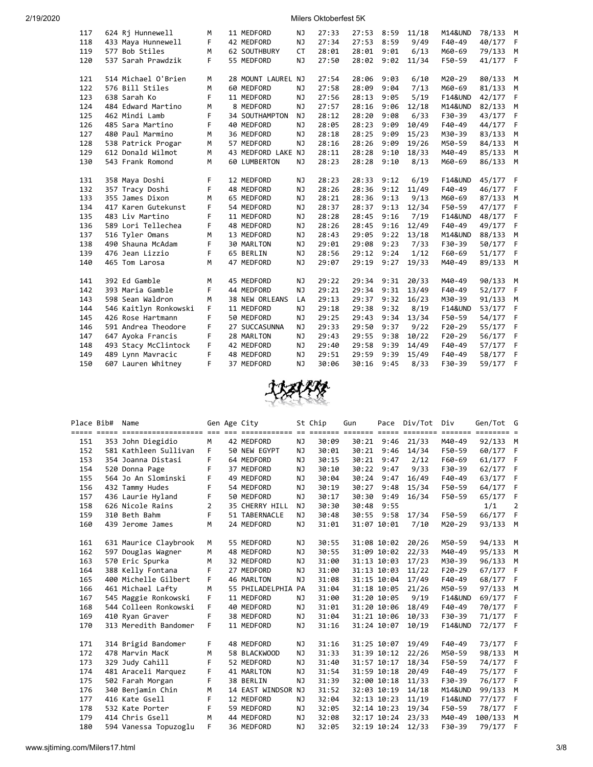| Place | Bib# | Name | Gen | Age | City | St | Chip | Gun | Pace | Div/Tot | Div | Gen/Tot | G |
|---|---|---|---|---|---|---|---|---|---|---|---|---|---|
| 117 | 624 | Rj Hunnewell | M | 11 | MEDFORD | NJ | 27:33 | 27:53 | 8:59 | 11/18 | M14&UND | 78/133 | M |
| 118 | 433 | Maya Hunnewell | F | 42 | MEDFORD | NJ | 27:34 | 27:53 | 8:59 | 9/49 | F40-49 | 40/177 | F |
| 119 | 577 | Bob Stiles | M | 62 | SOUTHBURY | CT | 28:01 | 28:01 | 9:01 | 6/13 | M60-69 | 79/133 | M |
| 120 | 537 | Sarah Prawdzik | F | 55 | MEDFORD | NJ | 27:50 | 28:02 | 9:02 | 11/34 | F50-59 | 41/177 | F |
| 121 | 514 | Michael O'Brien | M | 28 | MOUNT LAUREL | NJ | 27:54 | 28:06 | 9:03 | 6/10 | M20-29 | 80/133 | M |
| 122 | 576 | Bill Stiles | M | 60 | MEDFORD | NJ | 27:58 | 28:09 | 9:04 | 7/13 | M60-69 | 81/133 | M |
| 123 | 638 | Sarah Ko | F | 11 | MEDFORD | NJ | 27:56 | 28:13 | 9:05 | 5/19 | F14&UND | 42/177 | F |
| 124 | 484 | Edward Martino | M | 8 | MEDFORD | NJ | 27:57 | 28:16 | 9:06 | 12/18 | M14&UND | 82/133 | M |
| 125 | 462 | Mindi Lamb | F | 34 | SOUTHAMPTON | NJ | 28:12 | 28:20 | 9:08 | 6/33 | F30-39 | 43/177 | F |
| 126 | 485 | Sara Martino | F | 40 | MEDFORD | NJ | 28:05 | 28:23 | 9:09 | 10/49 | F40-49 | 44/177 | F |
| 127 | 480 | Paul Marmino | M | 36 | MEDFORD | NJ | 28:18 | 28:25 | 9:09 | 15/23 | M30-39 | 83/133 | M |
| 128 | 538 | Patrick Progar | M | 57 | MEDFORD | NJ | 28:16 | 28:26 | 9:09 | 19/26 | M50-59 | 84/133 | M |
| 129 | 612 | Donald Wilmot | M | 43 | MEDFORD LAKE | NJ | 28:11 | 28:28 | 9:10 | 18/33 | M40-49 | 85/133 | M |
| 130 | 543 | Frank Romond | M | 60 | LUMBERTON | NJ | 28:23 | 28:28 | 9:10 | 8/13 | M60-69 | 86/133 | M |
| 131 | 358 | Maya Doshi | F | 12 | MEDFORD | NJ | 28:23 | 28:33 | 9:12 | 6/19 | F14&UND | 45/177 | F |
| 132 | 357 | Tracy Doshi | F | 48 | MEDFORD | NJ | 28:26 | 28:36 | 9:12 | 11/49 | F40-49 | 46/177 | F |
| 133 | 355 | James Dixon | M | 65 | MEDFORD | NJ | 28:21 | 28:36 | 9:13 | 9/13 | M60-69 | 87/133 | M |
| 134 | 417 | Karen Gutekunst | F | 54 | MEDFORD | NJ | 28:37 | 28:37 | 9:13 | 12/34 | F50-59 | 47/177 | F |
| 135 | 483 | Liv Martino | F | 11 | MEDFORD | NJ | 28:28 | 28:45 | 9:16 | 7/19 | F14&UND | 48/177 | F |
| 136 | 589 | Lori Tellechea | F | 48 | MEDFORD | NJ | 28:26 | 28:45 | 9:16 | 12/49 | F40-49 | 49/177 | F |
| 137 | 516 | Tyler Omans | M | 13 | MEDFORD | NJ | 28:43 | 29:05 | 9:22 | 13/18 | M14&UND | 88/133 | M |
| 138 | 490 | Shauna McAdam | F | 30 | MARLTON | NJ | 29:01 | 29:08 | 9:23 | 7/33 | F30-39 | 50/177 | F |
| 139 | 476 | Jean Lizzio | F | 65 | BERLIN | NJ | 28:56 | 29:12 | 9:24 | 1/12 | F60-69 | 51/177 | F |
| 140 | 465 | Tom Larosa | M | 47 | MEDFORD | NJ | 29:07 | 29:19 | 9:27 | 19/33 | M40-49 | 89/133 | M |
| 141 | 392 | Ed Gamble | M | 45 | MEDFORD | NJ | 29:22 | 29:34 | 9:31 | 20/33 | M40-49 | 90/133 | M |
| 142 | 393 | Maria Gamble | F | 44 | MEDFORD | NJ | 29:21 | 29:34 | 9:31 | 13/49 | F40-49 | 52/177 | F |
| 143 | 598 | Sean Waldron | M | 38 | NEW ORLEANS | LA | 29:13 | 29:37 | 9:32 | 16/23 | M30-39 | 91/133 | M |
| 144 | 546 | Kaitlyn Ronkowski | F | 11 | MEDFORD | NJ | 29:18 | 29:38 | 9:32 | 8/19 | F14&UND | 53/177 | F |
| 145 | 426 | Rose Hartmann | F | 50 | MEDFORD | NJ | 29:25 | 29:43 | 9:34 | 13/34 | F50-59 | 54/177 | F |
| 146 | 591 | Andrea Theodore | F | 27 | SUCCASUNNA | NJ | 29:33 | 29:50 | 9:37 | 9/22 | F20-29 | 55/177 | F |
| 147 | 647 | Ayoka Francis | F | 28 | MARLTON | NJ | 29:43 | 29:55 | 9:38 | 10/22 | F20-29 | 56/177 | F |
| 148 | 493 | Stacy McClintock | F | 42 | MEDFORD | NJ | 29:40 | 29:58 | 9:39 | 14/49 | F40-49 | 57/177 | F |
| 149 | 489 | Lynn Mavracic | F | 48 | MEDFORD | NJ | 29:51 | 29:59 | 9:39 | 15/49 | F40-49 | 58/177 | F |
| 150 | 607 | Lauren Whitney | F | 37 | MEDFORD | NJ | 30:06 | 30:16 | 9:45 | 8/33 | F30-39 | 59/177 | F |

| Place | Bib# | Name | Gen | Age | City | St | Chip | Gun | Pace | Div/Tot | Div | Gen/Tot | G |
|---|---|---|---|---|---|---|---|---|---|---|---|---|---|
| 151 | 353 | John Diegidio | M | 42 | MEDFORD | NJ | 30:09 | 30:21 | 9:46 | 21/33 | M40-49 | 92/133 | M |
| 152 | 581 | Kathleen Sullivan | F | 50 | NEW EGYPT | NJ | 30:01 | 30:21 | 9:46 | 14/34 | F50-59 | 60/177 | F |
| 153 | 354 | Joanna Distasi | F | 64 | MEDFORD | NJ | 30:15 | 30:21 | 9:47 | 2/12 | F60-69 | 61/177 | F |
| 154 | 520 | Donna Page | F | 37 | MEDFORD | NJ | 30:10 | 30:22 | 9:47 | 9/33 | F30-39 | 62/177 | F |
| 155 | 564 | Jo An Slominski | F | 49 | MEDFORD | NJ | 30:04 | 30:24 | 9:47 | 16/49 | F40-49 | 63/177 | F |
| 156 | 432 | Tammy Hudes | F | 54 | MEDFORD | NJ | 30:19 | 30:27 | 9:48 | 15/34 | F50-59 | 64/177 | F |
| 157 | 436 | Laurie Hyland | F | 50 | MEDFORD | NJ | 30:17 | 30:30 | 9:49 | 16/34 | F50-59 | 65/177 | F |
| 158 | 626 | Nicole Rains | 2 | 35 | CHERRY HILL | NJ | 30:30 | 30:48 | 9:55 | | | 1/1 | 2 |
| 159 | 310 | Beth Bahm | F | 51 | TABERNACLE | NJ | 30:48 | 30:55 | 9:58 | 17/34 | F50-59 | 66/177 | F |
| 160 | 439 | Jerome James | M | 24 | MEDFORD | NJ | 31:01 | 31:07 | 10:01 | 7/10 | M20-29 | 93/133 | M |
| 161 | 631 | Maurice Claybrook | M | 55 | MEDFORD | NJ | 30:55 | 31:08 | 10:02 | 20/26 | M50-59 | 94/133 | M |
| 162 | 597 | Douglas Wagner | M | 48 | MEDFORD | NJ | 30:55 | 31:09 | 10:02 | 22/33 | M40-49 | 95/133 | M |
| 163 | 570 | Eric Spurka | M | 32 | MEDFORD | NJ | 31:00 | 31:13 | 10:03 | 17/23 | M30-39 | 96/133 | M |
| 164 | 388 | Kelly Fontana | F | 27 | MEDFORD | NJ | 31:00 | 31:13 | 10:03 | 11/22 | F20-29 | 67/177 | F |
| 165 | 400 | Michelle Gilbert | F | 46 | MARLTON | NJ | 31:08 | 31:15 | 10:04 | 17/49 | F40-49 | 68/177 | F |
| 166 | 461 | Michael Lafty | M | 55 | PHILADELPHIA | PA | 31:04 | 31:18 | 10:05 | 21/26 | M50-59 | 97/133 | M |
| 167 | 545 | Maggie Ronkowski | F | 11 | MEDFORD | NJ | 31:00 | 31:20 | 10:05 | 9/19 | F14&UND | 69/177 | F |
| 168 | 544 | Colleen Ronkowski | F | 40 | MEDFORD | NJ | 31:01 | 31:20 | 10:06 | 18/49 | F40-49 | 70/177 | F |
| 169 | 410 | Ryan Graver | F | 38 | MEDFORD | NJ | 31:04 | 31:21 | 10:06 | 10/33 | F30-39 | 71/177 | F |
| 170 | 313 | Meredith Bandomer | F | 11 | MEDFORD | NJ | 31:16 | 31:24 | 10:07 | 10/19 | F14&UND | 72/177 | F |
| 171 | 314 | Brigid Bandomer | F | 48 | MEDFORD | NJ | 31:16 | 31:25 | 10:07 | 19/49 | F40-49 | 73/177 | F |
| 172 | 478 | Marvin MacK | M | 58 | BLACKWOOD | NJ | 31:33 | 31:39 | 10:12 | 22/26 | M50-59 | 98/133 | M |
| 173 | 329 | Judy Cahill | F | 52 | MEDFORD | NJ | 31:40 | 31:57 | 10:17 | 18/34 | F50-59 | 74/177 | F |
| 174 | 481 | Araceli Marquez | F | 41 | MARLTON | NJ | 31:54 | 31:59 | 10:18 | 20/49 | F40-49 | 75/177 | F |
| 175 | 502 | Farah Morgan | F | 38 | BERLIN | NJ | 31:39 | 32:00 | 10:18 | 11/33 | F30-39 | 76/177 | F |
| 176 | 340 | Benjamin Chin | M | 14 | EAST WINDSOR | NJ | 31:52 | 32:03 | 10:19 | 14/18 | M14&UND | 99/133 | M |
| 177 | 416 | Kate Gsell | F | 12 | MEDFORD | NJ | 32:04 | 32:13 | 10:23 | 11/19 | F14&UND | 77/177 | F |
| 178 | 532 | Kate Porter | F | 59 | MEDFORD | NJ | 32:05 | 32:14 | 10:23 | 19/34 | F50-59 | 78/177 | F |
| 179 | 414 | Chris Gsell | M | 44 | MEDFORD | NJ | 32:08 | 32:17 | 10:24 | 23/33 | M40-49 | 100/133 | M |
| 180 | 594 | Vanessa Topuzoglu | F | 36 | MEDFORD | NJ | 32:05 | 32:19 | 10:24 | 12/33 | F30-39 | 79/177 | F |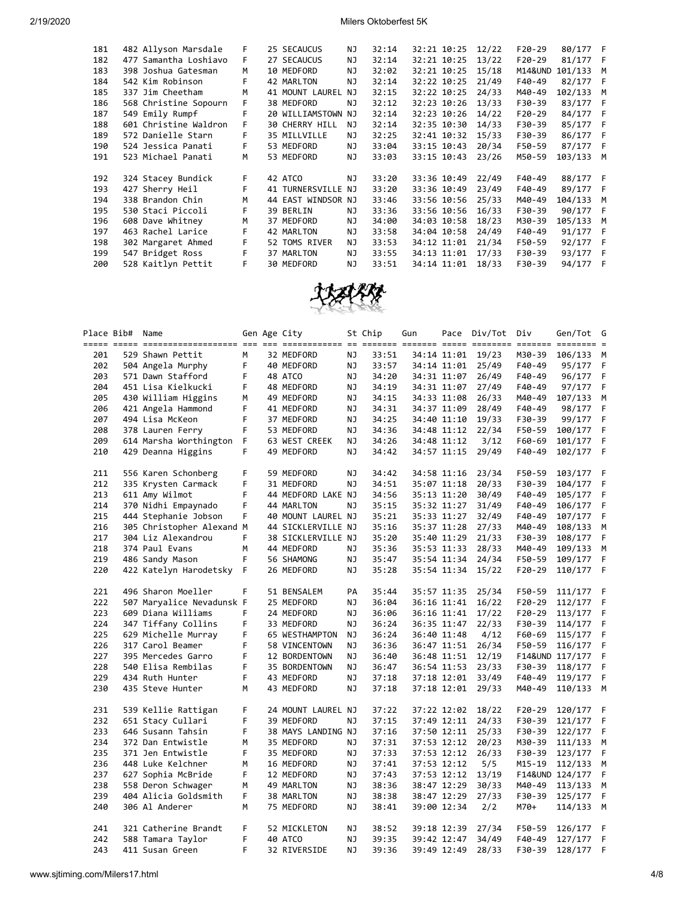| Place | Bib# | Name | Gen | Age | City | St | Chip | Gun | Pace | Div/Tot | Div | Gen/Tot | G |
|---|---|---|---|---|---|---|---|---|---|---|---|---|---|
| 181 | 482 | Allyson Marsdale | F | 25 | SECAUCUS | NJ | 32:14 | 32:21 | 10:25 | 12/22 | F20-29 | 80/177 | F |
| 182 | 477 | Samantha Loshiavo | F | 27 | SECAUCUS | NJ | 32:14 | 32:21 | 10:25 | 13/22 | F20-29 | 81/177 | F |
| 183 | 398 | Joshua Gatesman | M | 10 | MEDFORD | NJ | 32:02 | 32:21 | 10:25 | 15/18 | M14&UND | 101/133 | M |
| 184 | 542 | Kim Robinson | F | 42 | MARLTON | NJ | 32:14 | 32:22 | 10:25 | 21/49 | F40-49 | 82/177 | F |
| 185 | 337 | Jim Cheetham | M | 41 | MOUNT LAUREL | NJ | 32:15 | 32:22 | 10:25 | 24/33 | M40-49 | 102/133 | M |
| 186 | 568 | Christine Sopourn | F | 38 | MEDFORD | NJ | 32:12 | 32:23 | 10:26 | 13/33 | F30-39 | 83/177 | F |
| 187 | 549 | Emily Rumpf | F | 20 | WILLIAMSTOWN | NJ | 32:14 | 32:23 | 10:26 | 14/22 | F20-29 | 84/177 | F |
| 188 | 601 | Christine Waldron | F | 30 | CHERRY HILL | NJ | 32:14 | 32:35 | 10:30 | 14/33 | F30-39 | 85/177 | F |
| 189 | 572 | Danielle Starn | F | 35 | MILLVILLE | NJ | 32:25 | 32:41 | 10:32 | 15/33 | F30-39 | 86/177 | F |
| 190 | 524 | Jessica Panati | F | 53 | MEDFORD | NJ | 33:04 | 33:15 | 10:43 | 20/34 | F50-59 | 87/177 | F |
| 191 | 523 | Michael Panati | M | 53 | MEDFORD | NJ | 33:03 | 33:15 | 10:43 | 23/26 | M50-59 | 103/133 | M |
| 192 | 324 | Stacey Bundick | F | 42 | ATCO | NJ | 33:20 | 33:36 | 10:49 | 22/49 | F40-49 | 88/177 | F |
| 193 | 427 | Sherry Heil | F | 41 | TURNERSVILLE | NJ | 33:20 | 33:36 | 10:49 | 23/49 | F40-49 | 89/177 | F |
| 194 | 338 | Brandon Chin | M | 44 | EAST WINDSOR | NJ | 33:46 | 33:56 | 10:56 | 25/33 | M40-49 | 104/133 | M |
| 195 | 530 | Staci Piccoli | F | 39 | BERLIN | NJ | 33:36 | 33:56 | 10:56 | 16/33 | F30-39 | 90/177 | F |
| 196 | 608 | Dave Whitney | M | 37 | MEDFORD | NJ | 34:00 | 34:03 | 10:58 | 18/23 | M30-39 | 105/133 | M |
| 197 | 463 | Rachel Larice | F | 42 | MARLTON | NJ | 33:58 | 34:04 | 10:58 | 24/49 | F40-49 | 91/177 | F |
| 198 | 302 | Margaret Ahmed | F | 52 | TOMS RIVER | NJ | 33:53 | 34:12 | 11:01 | 21/34 | F50-59 | 92/177 | F |
| 199 | 547 | Bridget Ross | F | 37 | MARLTON | NJ | 33:55 | 34:13 | 11:01 | 17/33 | F30-39 | 93/177 | F |
| 200 | 528 | Kaitlyn Pettit | F | 30 | MEDFORD | NJ | 33:51 | 34:14 | 11:01 | 18/33 | F30-39 | 94/177 | F |
| 201 | 529 | Shawn Pettit | M | 32 | MEDFORD | NJ | 33:51 | 34:14 | 11:01 | 19/23 | M30-39 | 106/133 | M |
| 202 | 504 | Angela Murphy | F | 40 | MEDFORD | NJ | 33:57 | 34:14 | 11:01 | 25/49 | F40-49 | 95/177 | F |
| 203 | 571 | Dawn Stafford | F | 48 | ATCO | NJ | 34:20 | 34:31 | 11:07 | 26/49 | F40-49 | 96/177 | F |
| 204 | 451 | Lisa Kielkucki | F | 48 | MEDFORD | NJ | 34:19 | 34:31 | 11:07 | 27/49 | F40-49 | 97/177 | F |
| 205 | 430 | William Higgins | M | 49 | MEDFORD | NJ | 34:15 | 34:33 | 11:08 | 26/33 | M40-49 | 107/133 | M |
| 206 | 421 | Angela Hammond | F | 41 | MEDFORD | NJ | 34:31 | 34:37 | 11:09 | 28/49 | F40-49 | 98/177 | F |
| 207 | 494 | Lisa McKeon | F | 37 | MEDFORD | NJ | 34:25 | 34:40 | 11:10 | 19/33 | F30-39 | 99/177 | F |
| 208 | 378 | Lauren Ferry | F | 53 | MEDFORD | NJ | 34:36 | 34:48 | 11:12 | 22/34 | F50-59 | 100/177 | F |
| 209 | 614 | Marsha Worthington | F | 63 | WEST CREEK | NJ | 34:26 | 34:48 | 11:12 | 3/12 | F60-69 | 101/177 | F |
| 210 | 429 | Deanna Higgins | F | 49 | MEDFORD | NJ | 34:42 | 34:57 | 11:15 | 29/49 | F40-49 | 102/177 | F |
| 211 | 556 | Karen Schonberg | F | 59 | MEDFORD | NJ | 34:42 | 34:58 | 11:16 | 23/34 | F50-59 | 103/177 | F |
| 212 | 335 | Krysten Carmack | F | 31 | MEDFORD | NJ | 34:51 | 35:07 | 11:18 | 20/33 | F30-39 | 104/177 | F |
| 213 | 611 | Amy Wilmot | F | 44 | MEDFORD LAKE | NJ | 34:56 | 35:13 | 11:20 | 30/49 | F40-49 | 105/177 | F |
| 214 | 370 | Nidhi Empaynado | F | 44 | MARLTON | NJ | 35:15 | 35:32 | 11:27 | 31/49 | F40-49 | 106/177 | F |
| 215 | 444 | Stephanie Jobson | F | 40 | MOUNT LAUREL | NJ | 35:21 | 35:33 | 11:27 | 32/49 | F40-49 | 107/177 | F |
| 216 | 305 | Christopher Alexand | M | 44 | SICKLERVILLE | NJ | 35:16 | 35:37 | 11:28 | 27/33 | M40-49 | 108/133 | M |
| 217 | 304 | Liz Alexandrou | F | 38 | SICKLERVILLE | NJ | 35:20 | 35:40 | 11:29 | 21/33 | F30-39 | 108/177 | F |
| 218 | 374 | Paul Evans | M | 44 | MEDFORD | NJ | 35:36 | 35:53 | 11:33 | 28/33 | M40-49 | 109/133 | M |
| 219 | 486 | Sandy Mason | F | 56 | SHAMONG | NJ | 35:47 | 35:54 | 11:34 | 24/34 | F50-59 | 109/177 | F |
| 220 | 422 | Katelyn Harodetsky | F | 26 | MEDFORD | NJ | 35:28 | 35:54 | 11:34 | 15/22 | F20-29 | 110/177 | F |
| 221 | 496 | Sharon Moeller | F | 51 | BENSALEM | PA | 35:44 | 35:57 | 11:35 | 25/34 | F50-59 | 111/177 | F |
| 222 | 507 | Maryalice Nevadunsk | F | 25 | MEDFORD | NJ | 36:04 | 36:16 | 11:41 | 16/22 | F20-29 | 112/177 | F |
| 223 | 609 | Diana Williams | F | 24 | MEDFORD | NJ | 36:06 | 36:16 | 11:41 | 17/22 | F20-29 | 113/177 | F |
| 224 | 347 | Tiffany Collins | F | 33 | MEDFORD | NJ | 36:24 | 36:35 | 11:47 | 22/33 | F30-39 | 114/177 | F |
| 225 | 629 | Michelle Murray | F | 65 | WESTHAMPTON | NJ | 36:24 | 36:40 | 11:48 | 4/12 | F60-69 | 115/177 | F |
| 226 | 317 | Carol Beamer | F | 58 | VINCENTOWN | NJ | 36:36 | 36:47 | 11:51 | 26/34 | F50-59 | 116/177 | F |
| 227 | 395 | Mercedes Garro | F | 12 | BORDENTOWN | NJ | 36:40 | 36:48 | 11:51 | 12/19 | F14&UND | 117/177 | F |
| 228 | 540 | Elisa Rembilas | F | 35 | BORDENTOWN | NJ | 36:47 | 36:54 | 11:53 | 23/33 | F30-39 | 118/177 | F |
| 229 | 434 | Ruth Hunter | F | 43 | MEDFORD | NJ | 37:18 | 37:18 | 12:01 | 33/49 | F40-49 | 119/177 | F |
| 230 | 435 | Steve Hunter | M | 43 | MEDFORD | NJ | 37:18 | 37:18 | 12:01 | 29/33 | M40-49 | 110/133 | M |
| 231 | 539 | Kellie Rattigan | F | 24 | MOUNT LAUREL | NJ | 37:22 | 37:22 | 12:02 | 18/22 | F20-29 | 120/177 | F |
| 232 | 651 | Stacy Cullari | F | 39 | MEDFORD | NJ | 37:15 | 37:49 | 12:11 | 24/33 | F30-39 | 121/177 | F |
| 233 | 646 | Susann Tahsin | F | 38 | MAYS LANDING | NJ | 37:16 | 37:50 | 12:11 | 25/33 | F30-39 | 122/177 | F |
| 234 | 372 | Dan Entwistle | M | 35 | MEDFORD | NJ | 37:31 | 37:53 | 12:12 | 20/23 | M30-39 | 111/133 | M |
| 235 | 371 | Jen Entwistle | F | 35 | MEDFORD | NJ | 37:33 | 37:53 | 12:12 | 26/33 | F30-39 | 123/177 | F |
| 236 | 448 | Luke Kelchner | M | 16 | MEDFORD | NJ | 37:41 | 37:53 | 12:12 | 5/5 | M15-19 | 112/133 | M |
| 237 | 627 | Sophia McBride | F | 12 | MEDFORD | NJ | 37:43 | 37:53 | 12:12 | 13/19 | F14&UND | 124/177 | F |
| 238 | 558 | Deron Schwager | M | 49 | MARLTON | NJ | 38:36 | 38:47 | 12:29 | 30/33 | M40-49 | 113/133 | M |
| 239 | 404 | Alicia Goldsmith | F | 38 | MARLTON | NJ | 38:38 | 38:47 | 12:29 | 27/33 | F30-39 | 125/177 | F |
| 240 | 306 | Al Anderer | M | 75 | MEDFORD | NJ | 38:41 | 39:00 | 12:34 | 2/2 | M70+ | 114/133 | M |
| 241 | 321 | Catherine Brandt | F | 52 | MICKLETON | NJ | 38:52 | 39:18 | 12:39 | 27/34 | F50-59 | 126/177 | F |
| 242 | 588 | Tamara Taylor | F | 40 | ATCO | NJ | 39:35 | 39:42 | 12:47 | 34/49 | F40-49 | 127/177 | F |
| 243 | 411 | Susan Green | F | 32 | RIVERSIDE | NJ | 39:36 | 39:49 | 12:49 | 28/33 | F30-39 | 128/177 | F |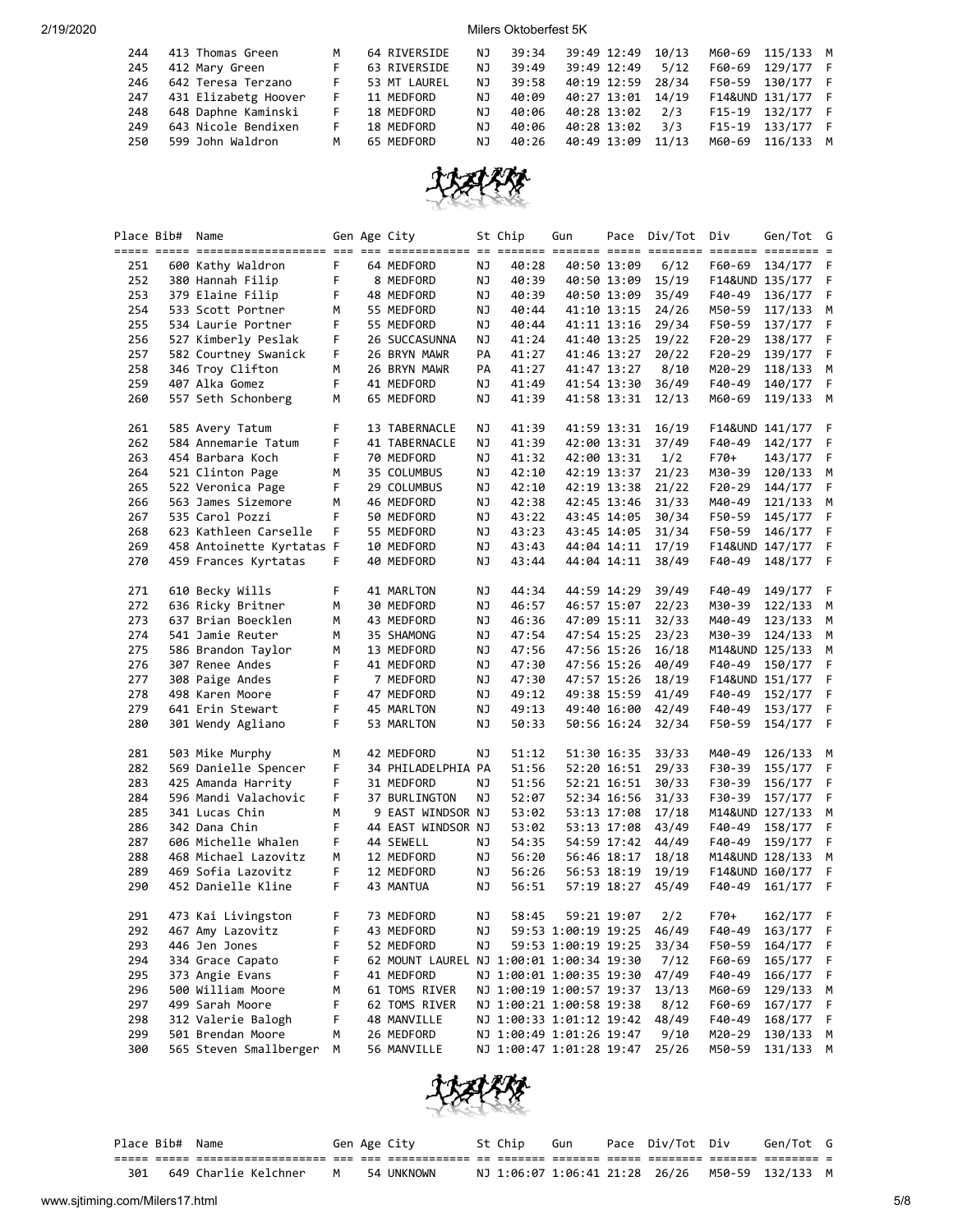| Place | Bib# | Name | Gen | Age | City | St | Chip | Gun | Pace | Div/Tot | Div | Gen/Tot | G |
|---|---|---|---|---|---|---|---|---|---|---|---|---|---|
| 244 | 413 | Thomas Green | M | 64 | RIVERSIDE | NJ | 39:34 | 39:49 | 12:49 | 10/13 | M60-69 | 115/133 | M |
| 245 | 412 | Mary Green | F | 63 | RIVERSIDE | NJ | 39:49 | 39:49 | 12:49 | 5/12 | F60-69 | 129/177 | F |
| 246 | 642 | Teresa Terzano | F | 53 | MT LAUREL | NJ | 39:58 | 40:19 | 12:59 | 28/34 | F50-59 | 130/177 | F |
| 247 | 431 | Elizabetg Hoover | F | 11 | MEDFORD | NJ | 40:09 | 40:27 | 13:01 | 14/19 | F14&UND | 131/177 | F |
| 248 | 648 | Daphne Kaminski | F | 18 | MEDFORD | NJ | 40:06 | 40:28 | 13:02 | 2/3 | F15-19 | 132/177 | F |
| 249 | 643 | Nicole Bendixen | F | 18 | MEDFORD | NJ | 40:06 | 40:28 | 13:02 | 3/3 | F15-19 | 133/177 | F |
| 250 | 599 | John Waldron | M | 65 | MEDFORD | NJ | 40:26 | 40:49 | 13:09 | 11/13 | M60-69 | 116/133 | M |

| Place | Bib# | Name | Gen | Age | City | St | Chip | Gun | Pace | Div/Tot | Div | Gen/Tot | G |
|---|---|---|---|---|---|---|---|---|---|---|---|---|---|
| 251 | 600 | Kathy Waldron | F | 64 | MEDFORD | NJ | 40:28 | 40:50 | 13:09 | 6/12 | F60-69 | 134/177 | F |
| 252 | 380 | Hannah Filip | F | 8 | MEDFORD | NJ | 40:39 | 40:50 | 13:09 | 15/19 | F14&UND | 135/177 | F |
| 253 | 379 | Elaine Filip | F | 48 | MEDFORD | NJ | 40:39 | 40:50 | 13:09 | 35/49 | F40-49 | 136/177 | F |
| 254 | 533 | Scott Portner | M | 55 | MEDFORD | NJ | 40:44 | 41:10 | 13:15 | 24/26 | M50-59 | 117/133 | M |
| 255 | 534 | Laurie Portner | F | 55 | MEDFORD | NJ | 40:44 | 41:11 | 13:16 | 29/34 | F50-59 | 137/177 | F |
| 256 | 527 | Kimberly Peslak | F | 26 | SUCCASUNNA | NJ | 41:24 | 41:40 | 13:25 | 19/22 | F20-29 | 138/177 | F |
| 257 | 582 | Courtney Swanick | F | 26 | BRYN MAWR | PA | 41:27 | 41:46 | 13:27 | 20/22 | F20-29 | 139/177 | F |
| 258 | 346 | Troy Clifton | M | 26 | BRYN MAWR | PA | 41:27 | 41:47 | 13:27 | 8/10 | M20-29 | 118/133 | M |
| 259 | 407 | Alka Gomez | F | 41 | MEDFORD | NJ | 41:49 | 41:54 | 13:30 | 36/49 | F40-49 | 140/177 | F |
| 260 | 557 | Seth Schonberg | M | 65 | MEDFORD | NJ | 41:39 | 41:58 | 13:31 | 12/13 | M60-69 | 119/133 | M |
| 261 | 585 | Avery Tatum | F | 13 | TABERNACLE | NJ | 41:39 | 41:59 | 13:31 | 16/19 | F14&UND | 141/177 | F |
| 262 | 584 | Annemarie Tatum | F | 41 | TABERNACLE | NJ | 41:39 | 42:00 | 13:31 | 37/49 | F40-49 | 142/177 | F |
| 263 | 454 | Barbara Koch | F | 70 | MEDFORD | NJ | 41:32 | 42:00 | 13:31 | 1/2 | F70+ | 143/177 | F |
| 264 | 521 | Clinton Page | M | 35 | COLUMBUS | NJ | 42:10 | 42:19 | 13:37 | 21/23 | M30-39 | 120/133 | M |
| 265 | 522 | Veronica Page | F | 29 | COLUMBUS | NJ | 42:10 | 42:19 | 13:38 | 21/22 | F20-29 | 144/177 | F |
| 266 | 563 | James Sizemore | M | 46 | MEDFORD | NJ | 42:38 | 42:45 | 13:46 | 31/33 | M40-49 | 121/133 | M |
| 267 | 535 | Carol Pozzi | F | 50 | MEDFORD | NJ | 43:22 | 43:45 | 14:05 | 30/34 | F50-59 | 145/177 | F |
| 268 | 623 | Kathleen Carselle | F | 55 | MEDFORD | NJ | 43:23 | 43:45 | 14:05 | 31/34 | F50-59 | 146/177 | F |
| 269 | 458 | Antoinette Kyrtatas | F | 10 | MEDFORD | NJ | 43:43 | 44:04 | 14:11 | 17/19 | F14&UND | 147/177 | F |
| 270 | 459 | Frances Kyrtatas | F | 40 | MEDFORD | NJ | 43:44 | 44:04 | 14:11 | 38/49 | F40-49 | 148/177 | F |
| 271 | 610 | Becky Wills | F | 41 | MARLTON | NJ | 44:34 | 44:59 | 14:29 | 39/49 | F40-49 | 149/177 | F |
| 272 | 636 | Ricky Britner | M | 30 | MEDFORD | NJ | 46:57 | 46:57 | 15:07 | 22/23 | M30-39 | 122/133 | M |
| 273 | 637 | Brian Boecklen | M | 43 | MEDFORD | NJ | 46:36 | 47:09 | 15:11 | 32/33 | M40-49 | 123/133 | M |
| 274 | 541 | Jamie Reuter | M | 35 | SHAMONG | NJ | 47:54 | 47:54 | 15:25 | 23/23 | M30-39 | 124/133 | M |
| 275 | 586 | Brandon Taylor | M | 13 | MEDFORD | NJ | 47:56 | 47:56 | 15:26 | 16/18 | M14&UND | 125/133 | M |
| 276 | 307 | Renee Andes | F | 41 | MEDFORD | NJ | 47:30 | 47:56 | 15:26 | 40/49 | F40-49 | 150/177 | F |
| 277 | 308 | Paige Andes | F | 7 | MEDFORD | NJ | 47:30 | 47:57 | 15:26 | 18/19 | F14&UND | 151/177 | F |
| 278 | 498 | Karen Moore | F | 47 | MEDFORD | NJ | 49:12 | 49:38 | 15:59 | 41/49 | F40-49 | 152/177 | F |
| 279 | 641 | Erin Stewart | F | 45 | MARLTON | NJ | 49:13 | 49:40 | 16:00 | 42/49 | F40-49 | 153/177 | F |
| 280 | 301 | Wendy Agliano | F | 53 | MARLTON | NJ | 50:33 | 50:56 | 16:24 | 32/34 | F50-59 | 154/177 | F |
| 281 | 503 | Mike Murphy | M | 42 | MEDFORD | NJ | 51:12 | 51:30 | 16:35 | 33/33 | M40-49 | 126/133 | M |
| 282 | 569 | Danielle Spencer | F | 34 | PHILADELPHIA | PA | 51:56 | 52:20 | 16:51 | 29/33 | F30-39 | 155/177 | F |
| 283 | 425 | Amanda Harrity | F | 31 | MEDFORD | NJ | 51:56 | 52:21 | 16:51 | 30/33 | F30-39 | 156/177 | F |
| 284 | 596 | Mandi Valachovic | F | 37 | BURLINGTON | NJ | 52:07 | 52:34 | 16:56 | 31/33 | F30-39 | 157/177 | F |
| 285 | 341 | Lucas Chin | M | 9 | EAST WINDSOR | NJ | 53:02 | 53:13 | 17:08 | 17/18 | M14&UND | 127/133 | M |
| 286 | 342 | Dana Chin | F | 44 | EAST WINDSOR | NJ | 53:02 | 53:13 | 17:08 | 43/49 | F40-49 | 158/177 | F |
| 287 | 606 | Michelle Whalen | F | 44 | SEWELL | NJ | 54:35 | 54:59 | 17:42 | 44/49 | F40-49 | 159/177 | F |
| 288 | 468 | Michael Lazovitz | M | 12 | MEDFORD | NJ | 56:20 | 56:46 | 18:17 | 18/18 | M14&UND | 128/133 | M |
| 289 | 469 | Sofia Lazovitz | F | 12 | MEDFORD | NJ | 56:26 | 56:53 | 18:19 | 19/19 | F14&UND | 160/177 | F |
| 290 | 452 | Danielle Kline | F | 43 | MANTUA | NJ | 56:51 | 57:19 | 18:27 | 45/49 | F40-49 | 161/177 | F |
| 291 | 473 | Kai Livingston | F | 73 | MEDFORD | NJ | 58:45 | 59:21 | 19:07 | 2/2 | F70+ | 162/177 | F |
| 292 | 467 | Amy Lazovitz | F | 43 | MEDFORD | NJ | 59:53 | 1:00:19 | 19:25 | 46/49 | F40-49 | 163/177 | F |
| 293 | 446 | Jen Jones | F | 52 | MEDFORD | NJ | 59:53 | 1:00:19 | 19:25 | 33/34 | F50-59 | 164/177 | F |
| 294 | 334 | Grace Capato | F | 62 | MOUNT LAUREL | NJ | 1:00:01 | 1:00:34 | 19:30 | 7/12 | F60-69 | 165/177 | F |
| 295 | 373 | Angie Evans | F | 41 | MEDFORD | NJ | 1:00:01 | 1:00:35 | 19:30 | 47/49 | F40-49 | 166/177 | F |
| 296 | 500 | William Moore | M | 61 | TOMS RIVER | NJ | 1:00:19 | 1:00:57 | 19:37 | 13/13 | M60-69 | 129/133 | M |
| 297 | 499 | Sarah Moore | F | 62 | TOMS RIVER | NJ | 1:00:21 | 1:00:58 | 19:38 | 8/12 | F60-69 | 167/177 | F |
| 298 | 312 | Valerie Balogh | F | 48 | MANVILLE | NJ | 1:00:33 | 1:01:12 | 19:42 | 48/49 | F40-49 | 168/177 | F |
| 299 | 501 | Brendan Moore | M | 26 | MEDFORD | NJ | 1:00:49 | 1:01:26 | 19:47 | 9/10 | M20-29 | 130/133 | M |
| 300 | 565 | Steven Smallberger | M | 56 | MANVILLE | NJ | 1:00:47 | 1:01:28 | 19:47 | 25/26 | M50-59 | 131/133 | M |

| Place | Bib# | Name | Gen | Age | City | St | Chip | Gun | Pace | Div/Tot | Div | Gen/Tot | G |
|---|---|---|---|---|---|---|---|---|---|---|---|---|---|
| 301 | 649 | Charlie Kelchner | M | 54 | UNKNOWN | NJ | 1:06:07 | 1:06:41 | 21:28 | 26/26 | M50-59 | 132/133 | M |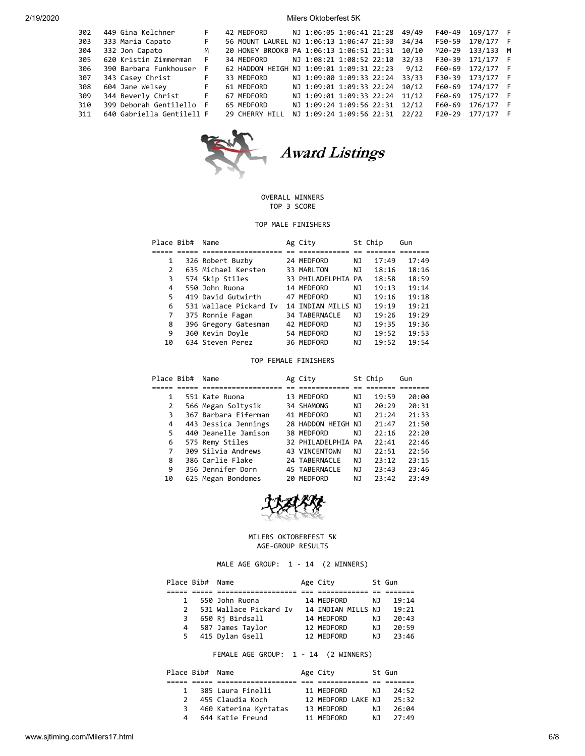| | | | | | | | | | | | |
|---|---|---|---|---|---|---|---|---|---|---|---|
| 302 | 449 | Gina Kelchner | F | 42 | MEDFORD | NJ | 1:06:05 | 1:06:41 | 21:28 | 49/49 | F40-49 | 169/177 | F |
| 303 | 333 | Maria Capato | F | 56 | MOUNT LAUREL | NJ | 1:06:13 | 1:06:47 | 21:30 | 34/34 | F50-59 | 170/177 | F |
| 304 | 332 | Jon Capato | M | 20 | HONEY BROOKB | PA | 1:06:13 | 1:06:51 | 21:31 | 10/10 | M20-29 | 133/133 | M |
| 305 | 620 | Kristin Zimmerman | F | 34 | MEDFORD | NJ | 1:08:21 | 1:08:52 | 22:10 | 32/33 | F30-39 | 171/177 | F |
| 306 | 390 | Barbara Funkhouser | F | 62 | HADDON HEIGH | NJ | 1:09:01 | 1:09:31 | 22:23 | 9/12 | F60-69 | 172/177 | F |
| 307 | 343 | Casey Christ | F | 33 | MEDFORD | NJ | 1:09:00 | 1:09:33 | 22:24 | 33/33 | F30-39 | 173/177 | F |
| 308 | 604 | Jane Welsey | F | 61 | MEDFORD | NJ | 1:09:01 | 1:09:33 | 22:24 | 10/12 | F60-69 | 174/177 | F |
| 309 | 344 | Beverly Christ | F | 67 | MEDFORD | NJ | 1:09:01 | 1:09:33 | 22:24 | 11/12 | F60-69 | 175/177 | F |
| 310 | 399 | Deborah Gentilello | F | 65 | MEDFORD | NJ | 1:09:24 | 1:09:56 | 22:31 | 12/12 | F60-69 | 176/177 | F |
| 311 | 640 | Gabriella Gentilell | F | 29 | CHERRY HILL | NJ | 1:09:24 | 1:09:56 | 22:31 | 22/22 | F20-29 | 177/177 | F |

*Award Listings*

OVERALL WINNERS
TOP 3 SCORE

TOP MALE FINISHERS

| Place | Bib# | Name | Ag | City | St | Chip | Gun |
|---|---|---|---|---|---|---|---|
| 1 | 326 | Robert Buzby | 24 | MEDFORD | NJ | 17:49 | 17:49 |
| 2 | 635 | Michael Kersten | 33 | MARLTON | NJ | 18:16 | 18:16 |
| 3 | 574 | Skip Stiles | 33 | PHILADELPHIA | PA | 18:58 | 18:59 |
| 4 | 550 | John Ruona | 14 | MEDFORD | NJ | 19:13 | 19:14 |
| 5 | 419 | David Gutwirth | 47 | MEDFORD | NJ | 19:16 | 19:18 |
| 6 | 531 | Wallace Pickard Iv | 14 | INDIAN MILLS | NJ | 19:19 | 19:21 |
| 7 | 375 | Ronnie Fagan | 34 | TABERNACLE | NJ | 19:26 | 19:29 |
| 8 | 396 | Gregory Gatesman | 42 | MEDFORD | NJ | 19:35 | 19:36 |
| 9 | 360 | Kevin Doyle | 54 | MEDFORD | NJ | 19:52 | 19:53 |
| 10 | 634 | Steven Perez | 36 | MEDFORD | NJ | 19:52 | 19:54 |

TOP FEMALE FINISHERS

| Place | Bib# | Name | Ag | City | St | Chip | Gun |
|---|---|---|---|---|---|---|---|
| 1 | 551 | Kate Ruona | 13 | MEDFORD | NJ | 19:59 | 20:00 |
| 2 | 566 | Megan Soltysik | 34 | SHAMONG | NJ | 20:29 | 20:31 |
| 3 | 367 | Barbara Eiferman | 41 | MEDFORD | NJ | 21:24 | 21:33 |
| 4 | 443 | Jessica Jennings | 28 | HADDON HEIGH | NJ | 21:47 | 21:50 |
| 5 | 440 | Jeanelle Jamison | 38 | MEDFORD | NJ | 22:16 | 22:20 |
| 6 | 575 | Remy Stiles | 32 | PHILADELPHIA | PA | 22:41 | 22:46 |
| 7 | 309 | Silvia Andrews | 43 | VINCENTOWN | NJ | 22:51 | 22:56 |
| 8 | 386 | Carlie Flake | 24 | TABERNACLE | NJ | 23:12 | 23:15 |
| 9 | 356 | Jennifer Dorn | 45 | TABERNACLE | NJ | 23:43 | 23:46 |
| 10 | 625 | Megan Bondomes | 20 | MEDFORD | NJ | 23:42 | 23:49 |

MILERS OKTOBERFEST 5K
AGE-GROUP RESULTS

MALE AGE GROUP: 1 - 14 (2 WINNERS)

| Place | Bib# | Name | Age | City | St | Gun |
|---|---|---|---|---|---|---|
| 1 | 550 | John Ruona | 14 | MEDFORD | NJ | 19:14 |
| 2 | 531 | Wallace Pickard Iv | 14 | INDIAN MILLS | NJ | 19:21 |
| 3 | 650 | Rj Birdsall | 14 | MEDFORD | NJ | 20:43 |
| 4 | 587 | James Taylor | 12 | MEDFORD | NJ | 20:59 |
| 5 | 415 | Dylan Gsell | 12 | MEDFORD | NJ | 23:46 |

FEMALE AGE GROUP: 1 - 14 (2 WINNERS)

| Place | Bib# | Name | Age | City | St | Gun |
|---|---|---|---|---|---|---|
| 1 | 385 | Laura Finelli | 11 | MEDFORD | NJ | 24:52 |
| 2 | 455 | Claudia Koch | 12 | MEDFORD LAKE | NJ | 25:32 |
| 3 | 460 | Katerina Kyrtatas | 13 | MEDFORD | NJ | 26:04 |
| 4 | 644 | Katie Freund | 11 | MEDFORD | NJ | 27:49 |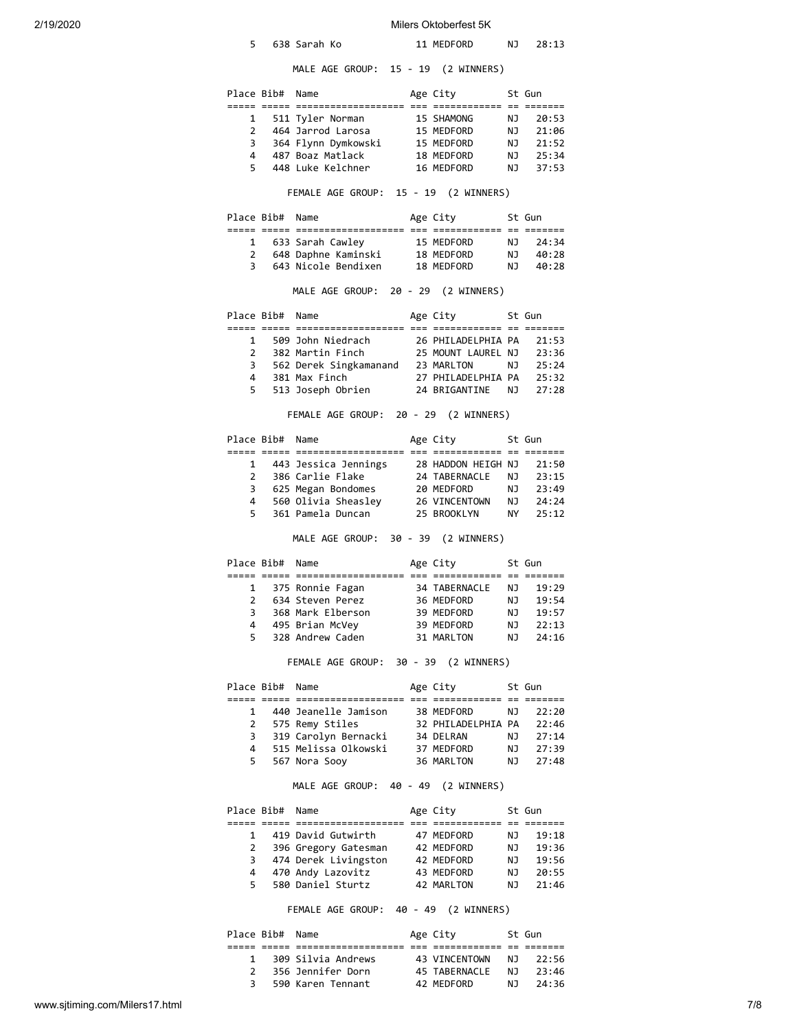| Place | Bib# | Name | Age | City | St | Gun |
|---|---|---|---|---|---|---|
| 5 | 638 | Sarah Ko | 11 | MEDFORD | NJ | 28:13 |

MALE AGE GROUP: 15 - 19 (2 WINNERS)

| Place | Bib# | Name | Age | City | St | Gun |
|---|---|---|---|---|---|---|
| 1 | 511 | Tyler Norman | 15 | SHAMONG | NJ | 20:53 |
| 2 | 464 | Jarrod Larosa | 15 | MEDFORD | NJ | 21:06 |
| 3 | 364 | Flynn Dymkowski | 15 | MEDFORD | NJ | 21:52 |
| 4 | 487 | Boaz Matlack | 18 | MEDFORD | NJ | 25:34 |
| 5 | 448 | Luke Kelchner | 16 | MEDFORD | NJ | 37:53 |

FEMALE AGE GROUP: 15 - 19 (2 WINNERS)

| Place | Bib# | Name | Age | City | St | Gun |
|---|---|---|---|---|---|---|
| 1 | 633 | Sarah Cawley | 15 | MEDFORD | NJ | 24:34 |
| 2 | 648 | Daphne Kaminski | 18 | MEDFORD | NJ | 40:28 |
| 3 | 643 | Nicole Bendixen | 18 | MEDFORD | NJ | 40:28 |

MALE AGE GROUP: 20 - 29 (2 WINNERS)

| Place | Bib# | Name | Age | City | St | Gun |
|---|---|---|---|---|---|---|
| 1 | 509 | John Niedrach | 26 | PHILADELPHIA | PA | 21:53 |
| 2 | 382 | Martin Finch | 25 | MOUNT LAUREL | NJ | 23:36 |
| 3 | 562 | Derek Singkamanand | 23 | MARLTON | NJ | 25:24 |
| 4 | 381 | Max Finch | 27 | PHILADELPHIA | PA | 25:32 |
| 5 | 513 | Joseph Obrien | 24 | BRIGANTINE | NJ | 27:28 |

FEMALE AGE GROUP: 20 - 29 (2 WINNERS)

| Place | Bib# | Name | Age | City | St | Gun |
|---|---|---|---|---|---|---|
| 1 | 443 | Jessica Jennings | 28 | HADDON HEIGH | NJ | 21:50 |
| 2 | 386 | Carlie Flake | 24 | TABERNACLE | NJ | 23:15 |
| 3 | 625 | Megan Bondomes | 20 | MEDFORD | NJ | 23:49 |
| 4 | 560 | Olivia Sheasley | 26 | VINCENTOWN | NJ | 24:24 |
| 5 | 361 | Pamela Duncan | 25 | BROOKLYN | NY | 25:12 |

MALE AGE GROUP: 30 - 39 (2 WINNERS)

| Place | Bib# | Name | Age | City | St | Gun |
|---|---|---|---|---|---|---|
| 1 | 375 | Ronnie Fagan | 34 | TABERNACLE | NJ | 19:29 |
| 2 | 634 | Steven Perez | 36 | MEDFORD | NJ | 19:54 |
| 3 | 368 | Mark Elberson | 39 | MEDFORD | NJ | 19:57 |
| 4 | 495 | Brian McVey | 39 | MEDFORD | NJ | 22:13 |
| 5 | 328 | Andrew Caden | 31 | MARLTON | NJ | 24:16 |

FEMALE AGE GROUP: 30 - 39 (2 WINNERS)

| Place | Bib# | Name | Age | City | St | Gun |
|---|---|---|---|---|---|---|
| 1 | 440 | Jeanelle Jamison | 38 | MEDFORD | NJ | 22:20 |
| 2 | 575 | Remy Stiles | 32 | PHILADELPHIA | PA | 22:46 |
| 3 | 319 | Carolyn Bernacki | 34 | DELRAN | NJ | 27:14 |
| 4 | 515 | Melissa Olkowski | 37 | MEDFORD | NJ | 27:39 |
| 5 | 567 | Nora Sooy | 36 | MARLTON | NJ | 27:48 |

MALE AGE GROUP: 40 - 49 (2 WINNERS)

| Place | Bib# | Name | Age | City | St | Gun |
|---|---|---|---|---|---|---|
| 1 | 419 | David Gutwirth | 47 | MEDFORD | NJ | 19:18 |
| 2 | 396 | Gregory Gatesman | 42 | MEDFORD | NJ | 19:36 |
| 3 | 474 | Derek Livingston | 42 | MEDFORD | NJ | 19:56 |
| 4 | 470 | Andy Lazovitz | 43 | MEDFORD | NJ | 20:55 |
| 5 | 580 | Daniel Sturtz | 42 | MARLTON | NJ | 21:46 |

FEMALE AGE GROUP: 40 - 49 (2 WINNERS)

| Place | Bib# | Name | Age | City | St | Gun |
|---|---|---|---|---|---|---|
| 1 | 309 | Silvia Andrews | 43 | VINCENTOWN | NJ | 22:56 |
| 2 | 356 | Jennifer Dorn | 45 | TABERNACLE | NJ | 23:46 |
| 3 | 590 | Karen Tennant | 42 | MEDFORD | NJ | 24:36 |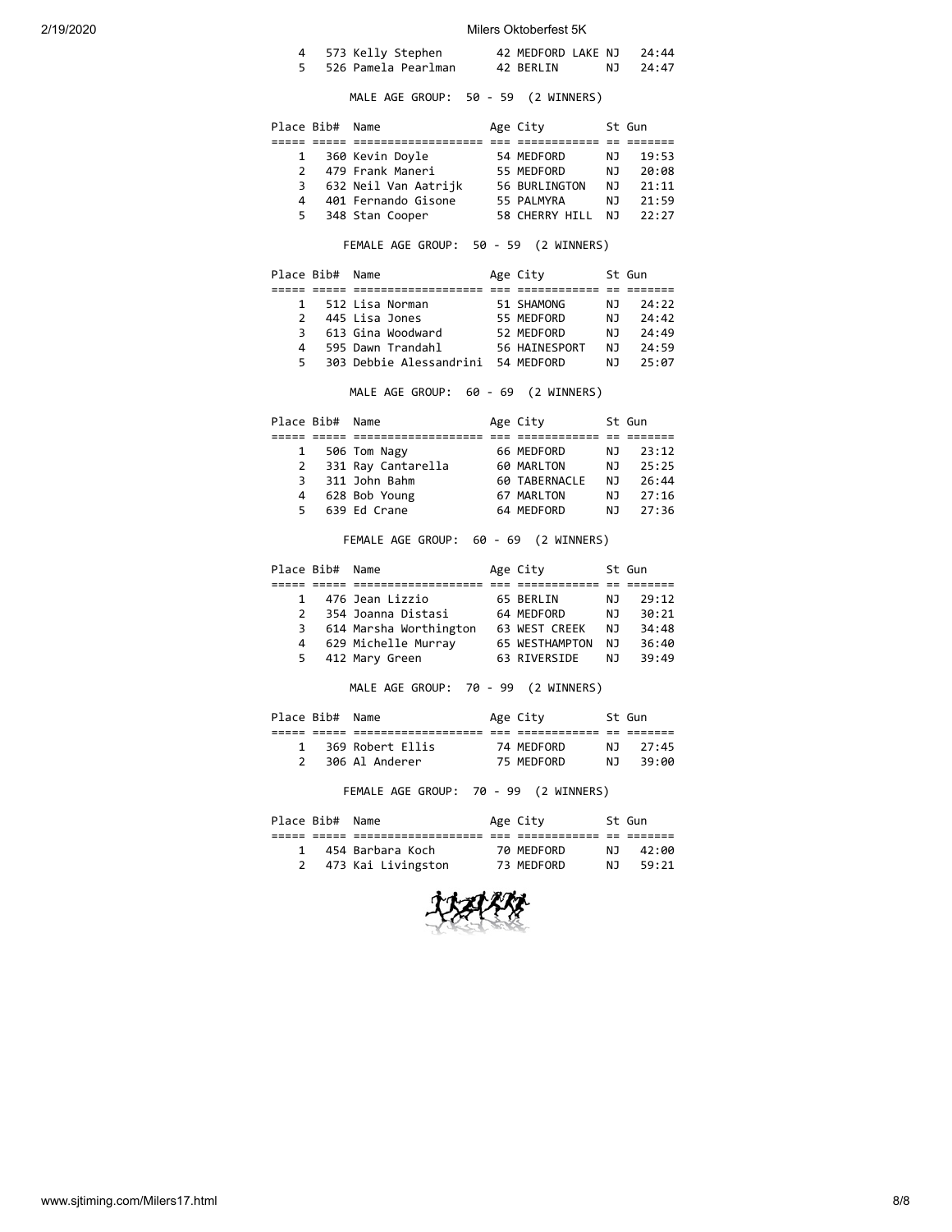| Place | Bib# | Name | Age | City | St | Gun |
|---|---|---|---|---|---|---|
| 4 | 573 | Kelly Stephen | 42 | MEDFORD LAKE | NJ | 24:44 |
| 5 | 526 | Pamela Pearlman | 42 | BERLIN | NJ | 24:47 |

MALE AGE GROUP: 50 - 59 (2 WINNERS)

| Place | Bib# | Name | Age | City | St | Gun |
|---|---|---|---|---|---|---|
| 1 | 360 | Kevin Doyle | 54 | MEDFORD | NJ | 19:53 |
| 2 | 479 | Frank Maneri | 55 | MEDFORD | NJ | 20:08 |
| 3 | 632 | Neil Van Aatrijk | 56 | BURLINGTON | NJ | 21:11 |
| 4 | 401 | Fernando Gisone | 55 | PALMYRA | NJ | 21:59 |
| 5 | 348 | Stan Cooper | 58 | CHERRY HILL | NJ | 22:27 |

FEMALE AGE GROUP: 50 - 59 (2 WINNERS)

| Place | Bib# | Name | Age | City | St | Gun |
|---|---|---|---|---|---|---|
| 1 | 512 | Lisa Norman | 51 | SHAMONG | NJ | 24:22 |
| 2 | 445 | Lisa Jones | 55 | MEDFORD | NJ | 24:42 |
| 3 | 613 | Gina Woodward | 52 | MEDFORD | NJ | 24:49 |
| 4 | 595 | Dawn Trandahl | 56 | HAINESPORT | NJ | 24:59 |
| 5 | 303 | Debbie Alessandrini | 54 | MEDFORD | NJ | 25:07 |

MALE AGE GROUP: 60 - 69 (2 WINNERS)

| Place | Bib# | Name | Age | City | St | Gun |
|---|---|---|---|---|---|---|
| 1 | 506 | Tom Nagy | 66 | MEDFORD | NJ | 23:12 |
| 2 | 331 | Ray Cantarella | 60 | MARLTON | NJ | 25:25 |
| 3 | 311 | John Bahm | 60 | TABERNACLE | NJ | 26:44 |
| 4 | 628 | Bob Young | 67 | MARLTON | NJ | 27:16 |
| 5 | 639 | Ed Crane | 64 | MEDFORD | NJ | 27:36 |

FEMALE AGE GROUP: 60 - 69 (2 WINNERS)

| Place | Bib# | Name | Age | City | St | Gun |
|---|---|---|---|---|---|---|
| 1 | 476 | Jean Lizzio | 65 | BERLIN | NJ | 29:12 |
| 2 | 354 | Joanna Distasi | 64 | MEDFORD | NJ | 30:21 |
| 3 | 614 | Marsha Worthington | 63 | WEST CREEK | NJ | 34:48 |
| 4 | 629 | Michelle Murray | 65 | WESTHAMPTON | NJ | 36:40 |
| 5 | 412 | Mary Green | 63 | RIVERSIDE | NJ | 39:49 |

MALE AGE GROUP: 70 - 99 (2 WINNERS)

| Place | Bib# | Name | Age | City | St | Gun |
|---|---|---|---|---|---|---|
| 1 | 369 | Robert Ellis | 74 | MEDFORD | NJ | 27:45 |
| 2 | 306 | Al Anderer | 75 | MEDFORD | NJ | 39:00 |

FEMALE AGE GROUP: 70 - 99 (2 WINNERS)

| Place | Bib# | Name | Age | City | St | Gun |
|---|---|---|---|---|---|---|
| 1 | 454 | Barbara Koch | 70 | MEDFORD | NJ | 42:00 |
| 2 | 473 | Kai Livingston | 73 | MEDFORD | NJ | 59:21 |